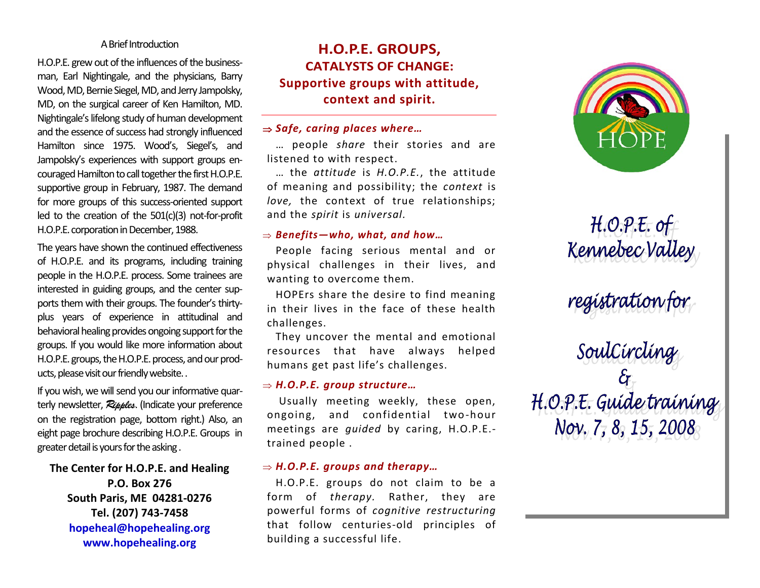### A Brief Introduction

H.O.P.E. grew out of the influences of the businessman, Earl Nightingale, and the physicians, Barry Wood, MD, Bernie Siegel, MD, and Jerry Jampolsky, MD, on the surgical career of Ken Hamilton, MD. Nightingale's lifelong study of human development and the essence of success had strongly influenced Hamilton since 1975. Wood's, Siegel's, and Jampolsky's experiences with support groups encouraged Hamilton to call together the first H.O.P.E. supportive group in February, 1987. The demand for more groups of this success-oriented support led to the creation of the 501(c)(3) not-for-profit H.O.P.E. corporation in December, 1988.

The years have shown the continued effectiveness of H.O.P.E. and its programs, including training people in the H.O.P.E. process. Some trainees are interested in guiding groups, and the center supports them with their groups. The founder's thirty-plus years of experience in attitudinal and behavioral healing provides ongoing support for the groups. If you would like more information about H.O.P.E. groups, the H.O.P.E. process, and our products, please visit our friendly website. .

If you wish, we will send you our informative quarterly newsletter, *Ripples*. (Indicate your preference on the registration page, bottom right.) Also, an eight page brochure describing H.O.P.E. Groups in greater detail is yours for the asking .

**The Center for H.O.P.E. and Healing**
**P.O. Box 276**
**South Paris, ME 04281-0276**
**Tel. (207) 743-7458**
**hopeheal@hopehealing.org**
**www.hopehealing.org**

## H.O.P.E. GROUPS, CATALYSTS OF CHANGE: Supportive groups with attitude, context and spirit.

⇒ ***Safe, caring places where…***

… people *share* their stories and are listened to with respect.

… the *attitude* is *H.O.P.E.*, the attitude of meaning and possibility; the *context* is *love,* the context of true relationships; and the *spirit* is *universal*.

⇒ ***Benefits—who, what, and how…***

People facing serious mental and or physical challenges in their lives, and wanting to overcome them.

HOPErs share the desire to find meaning in their lives in the face of these health challenges.

They uncover the mental and emotional resources that have always helped humans get past life's challenges.

⇒ ***H.O.P.E. group structure…***

Usually meeting weekly, these open, ongoing, and confidential two-hour meetings are *guided* by caring, H.O.P.E.-trained people .

⇒ ***H.O.P.E. groups and therapy…***

H.O.P.E. groups do not claim to be a form of *therapy.* Rather, they are powerful forms of *cognitive restructuring* that follow centuries-old principles of building a successful life.

HOPE

# H.O.P.E. of Kennebec Valley

## registration for

## SoulCircling & H.O.P.E. Guide training Nov. 7, 8, 15, 2008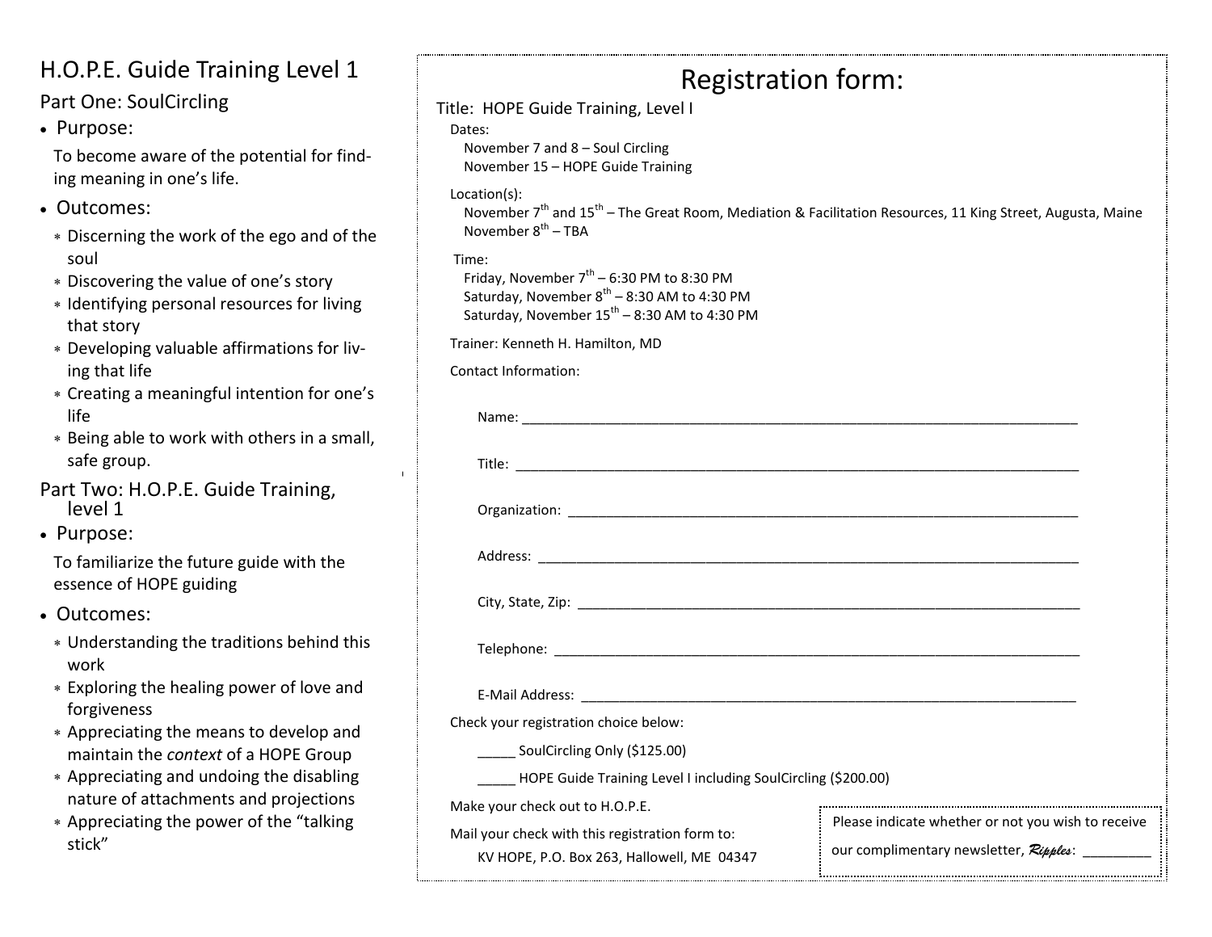# H.O.P.E. Guide Training Level 1

## Part One: SoulCircling

- Purpose:

  To become aware of the potential for finding meaning in one's life.

- Outcomes:
  - Discerning the work of the ego and of the soul
  - Discovering the value of one's story
  - Identifying personal resources for living that story
  - Developing valuable affirmations for living that life
  - Creating a meaningful intention for one's life
  - Being able to work with others in a small, safe group.

## Part Two: H.O.P.E. Guide Training, level 1

- Purpose:

  To familiarize the future guide with the essence of HOPE guiding

- Outcomes:
  - Understanding the traditions behind this work
  - Exploring the healing power of love and forgiveness
  - Appreciating the means to develop and maintain the *context* of a HOPE Group
  - Appreciating and undoing the disabling nature of attachments and projections
  - Appreciating the power of the "talking stick"

# Registration form:

Title: HOPE Guide Training, Level I

Dates:
November 7 and 8 – Soul Circling
November 15 – HOPE Guide Training

Location(s):
November 7th and 15th – The Great Room, Mediation & Facilitation Resources, 11 King Street, Augusta, Maine
November 8th – TBA

Time:
Friday, November 7th – 6:30 PM to 8:30 PM
Saturday, November 8th – 8:30 AM to 4:30 PM
Saturday, November 15th – 8:30 AM to 4:30 PM

Trainer: Kenneth H. Hamilton, MD

Contact Information:

Name: ______________________________________________________________

Title: ______________________________________________________________

Organization: ______________________________________________________

Address: ___________________________________________________________

City, State, Zip: ___________________________________________________

Telephone: _________________________________________________________

E-Mail Address: ____________________________________________________

Check your registration choice below:

_____ SoulCircling Only ($125.00)

_____ HOPE Guide Training Level I including SoulCircling ($200.00)

Make your check out to H.O.P.E.

Mail your check with this registration form to:
KV HOPE, P.O. Box 263, Hallowell, ME 04347

Please indicate whether or not you wish to receive our complimentary newsletter, *Ripples*: _________